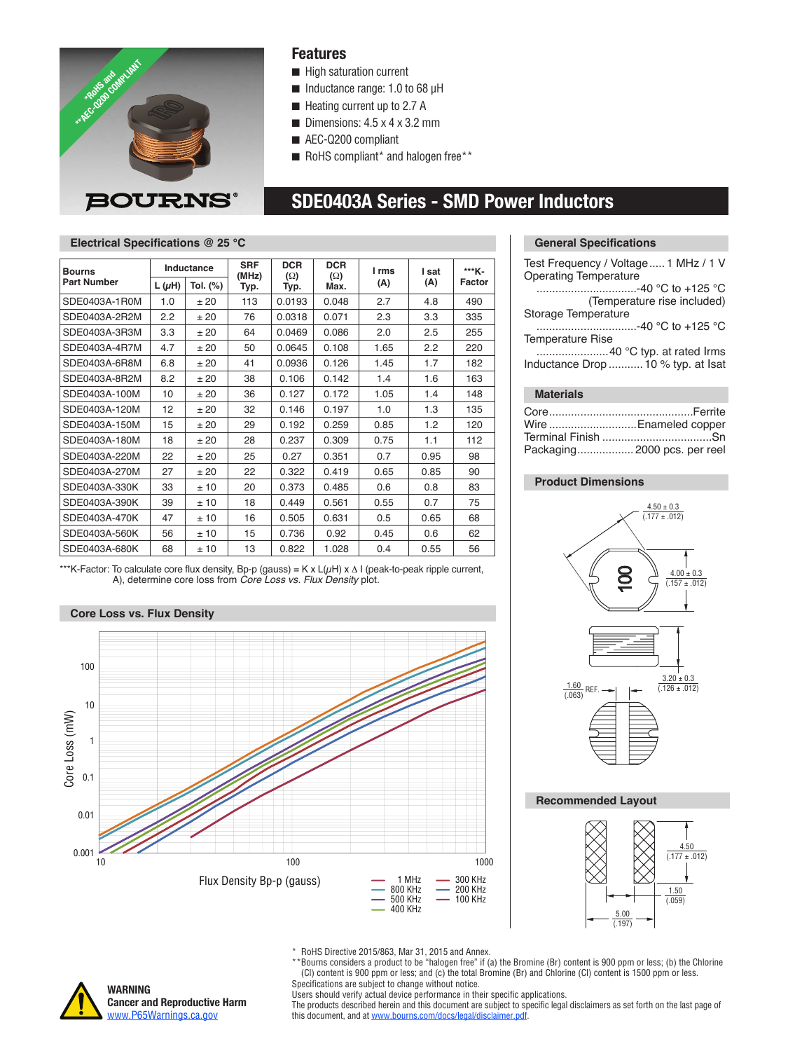*RoHS and **AEC-Q200 COMPLIANT

BOURNS®

## Features

- High saturation current
- Inductance range: 1.0 to 68 µH
- Heating current up to 2.7 A
- Dimensions: 4.5 x 4 x 3.2 mm
- AEC-Q200 compliant
- RoHS compliant* and halogen free**

# SDE0403A Series - SMD Power Inductors

### Electrical Specifications @ 25 °C

| Bourns Part Number | Inductance | | SRF (MHz) Typ. | DCR (Ω) Typ. | DCR (Ω) Max. | I rms (A) | I sat (A) | ***K-Factor |
|---|---|---|---|---|---|---|---|---|
| | L (µH) | Tol. (%) | | | | | | |
| SDE0403A-1R0M | 1.0 | ± 20 | 113 | 0.0193 | 0.048 | 2.7 | 4.8 | 490 |
| SDE0403A-2R2M | 2.2 | ± 20 | 76 | 0.0318 | 0.071 | 2.3 | 3.3 | 335 |
| SDE0403A-3R3M | 3.3 | ± 20 | 64 | 0.0469 | 0.086 | 2.0 | 2.5 | 255 |
| SDE0403A-4R7M | 4.7 | ± 20 | 50 | 0.0645 | 0.108 | 1.65 | 2.2 | 220 |
| SDE0403A-6R8M | 6.8 | ± 20 | 41 | 0.0936 | 0.126 | 1.45 | 1.7 | 182 |
| SDE0403A-8R2M | 8.2 | ± 20 | 38 | 0.106 | 0.142 | 1.4 | 1.6 | 163 |
| SDE0403A-100M | 10 | ± 20 | 36 | 0.127 | 0.172 | 1.05 | 1.4 | 148 |
| SDE0403A-120M | 12 | ± 20 | 32 | 0.146 | 0.197 | 1.0 | 1.3 | 135 |
| SDE0403A-150M | 15 | ± 20 | 29 | 0.192 | 0.259 | 0.85 | 1.2 | 120 |
| SDE0403A-180M | 18 | ± 20 | 28 | 0.237 | 0.309 | 0.75 | 1.1 | 112 |
| SDE0403A-220M | 22 | ± 20 | 25 | 0.27 | 0.351 | 0.7 | 0.95 | 98 |
| SDE0403A-270M | 27 | ± 20 | 22 | 0.322 | 0.419 | 0.65 | 0.85 | 90 |
| SDE0403A-330K | 33 | ± 10 | 20 | 0.373 | 0.485 | 0.6 | 0.8 | 83 |
| SDE0403A-390K | 39 | ± 10 | 18 | 0.449 | 0.561 | 0.55 | 0.7 | 75 |
| SDE0403A-470K | 47 | ± 10 | 16 | 0.505 | 0.631 | 0.5 | 0.65 | 68 |
| SDE0403A-560K | 56 | ± 10 | 15 | 0.736 | 0.92 | 0.45 | 0.6 | 62 |
| SDE0403A-680K | 68 | ± 10 | 13 | 0.822 | 1.028 | 0.4 | 0.55 | 56 |

***K-Factor: To calculate core flux density, Bp-p (gauss) = K x L(µH) x Δ I (peak-to-peak ripple current, A), determine core loss from *Core Loss vs. Flux Density* plot.

### Core Loss vs. Flux Density

Core Loss (mW) vs. Flux Density Bp-p (gauss); curves: 1 MHz, 800 KHz, 500 KHz, 400 KHz, 300 KHz, 200 KHz, 100 KHz

### General Specifications

Test Frequency / Voltage ..... 1 MHz / 1 V

Operating Temperature ................................-40 °C to +125 °C (Temperature rise included)

Storage Temperature ................................-40 °C to +125 °C

Temperature Rise ......................40 °C typ. at rated Irms

Inductance Drop ........... 10 % typ. at Isat

### Materials

Core..............................................Ferrite

Wire ............................Enameled copper

Terminal Finish ...................................Sn

Packaging.................. 2000 pcs. per reel

### Product Dimensions

4.50 ± 0.3 (.177 ± .012)

4.00 ± 0.3 (.157 ± .012)

3.20 ± 0.3 (.126 ± .012)

1.60 (.063) REF.

### Recommended Layout

4.50 (.177 ± .012)

1.50 (.059)

5.00 (.197)

\* RoHS Directive 2015/863, Mar 31, 2015 and Annex.

** Bourns considers a product to be "halogen free" if (a) the Bromine (Br) content is 900 ppm or less; (b) the Chlorine (Cl) content is 900 ppm or less; and (c) the total Bromine (Br) and Chlorine (Cl) content is 1500 ppm or less.

Specifications are subject to change without notice.

Users should verify actual device performance in their specific applications.

The products described herein and this document are subject to specific legal disclaimers as set forth on the last page of this document, and at www.bourns.com/docs/legal/disclaimer.pdf.

**WARNING**
**Cancer and Reproductive Harm**
www.P65Warnings.ca.gov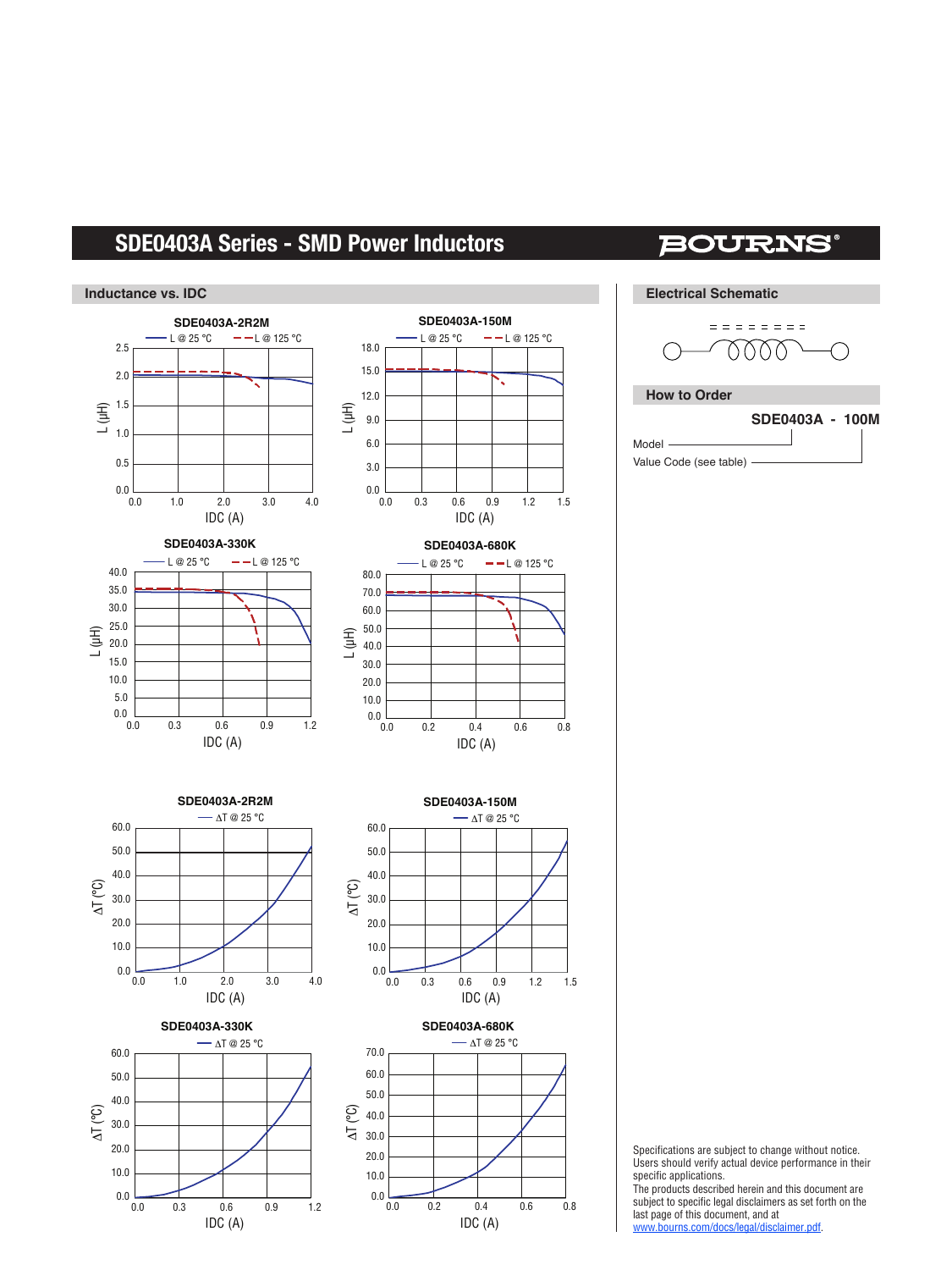## SDE0403A Series - SMD Power Inductors

### Inductance vs. IDC

**SDE0403A-2R2M**

L @ 25 °C / L @ 125 °C

L (µH) vs. IDC (A)

**SDE0403A-150M**

L @ 25 °C / L @ 125 °C

L (µH) vs. IDC (A)

**SDE0403A-330K**

L @ 25 °C / L @ 125 °C

L (µH) vs. IDC (A)

**SDE0403A-680K**

L @ 25 °C / L @ 125 °C

L (µH) vs. IDC (A)

**SDE0403A-2R2M**

ΔT @ 25 °C

ΔT (°C) vs. IDC (A)

**SDE0403A-150M**

ΔT @ 25 °C

ΔT (°C) vs. IDC (A)

**SDE0403A-330K**

ΔT @ 25 °C

ΔT (°C) vs. IDC (A)

**SDE0403A-680K**

ΔT @ 25 °C

ΔT (°C) vs. IDC (A)

### Electrical Schematic

### How to Order

**SDE0403A - 100M**

Model

Value Code (see table)

Specifications are subject to change without notice.
Users should verify actual device performance in their specific applications.
The products described herein and this document are subject to specific legal disclaimers as set forth on the last page of this document, and at www.bourns.com/docs/legal/disclaimer.pdf.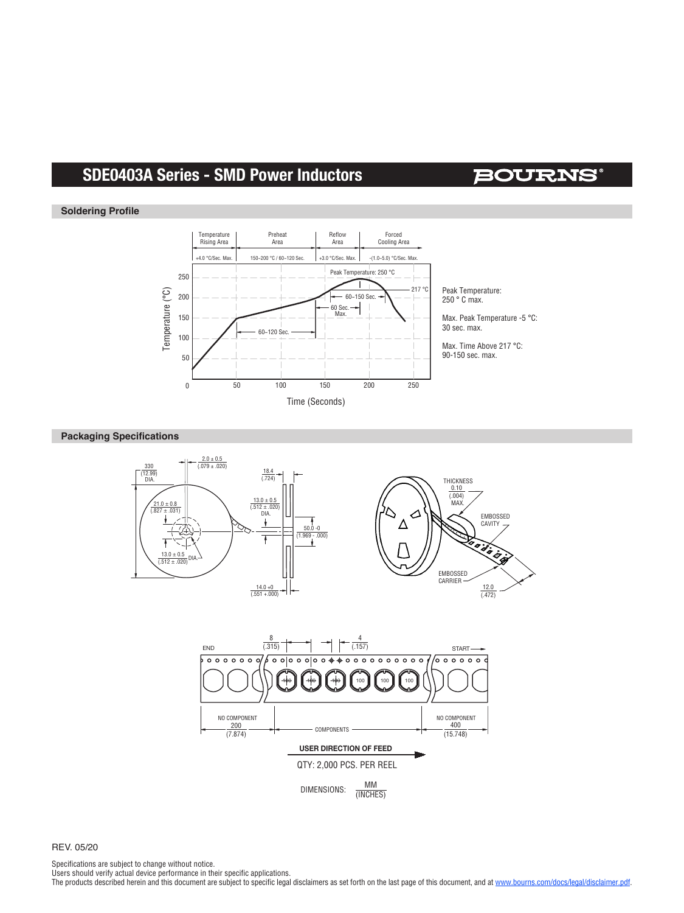# SDE0403A Series - SMD Power Inductors

## Soldering Profile

Temperature Rising Area | Preheat Area | Reflow Area | Forced Cooling Area

+4.0 °C/Sec. Max. | 150~200 °C / 60~120 Sec. | +3.0 °C/Sec. Max. | -(1.0~5.0) °C/Sec. Max.

Peak Temperature: 250 °C

217 °C

60~150 Sec.

60 Sec. Max.

60~120 Sec.

Temperature (°C)

0, 50, 100, 150, 200, 250

Time (Seconds)

0, 50, 100, 150, 200, 250

Peak Temperature:
250 ° C max.

Max. Peak Temperature -5 °C:
30 sec. max.

Max. Time Above 217 °C:
90-150 sec. max.

## Packaging Specifications

330
(12.99)
DIA.

2.0 ± 0.5
(.079 ± .020)

21.0 ± 0.8
(.827 ± .031)

13.0 ± 0.5
(.512 ± .020) DIA.

18.4
(.724)

13.0 ± 0.5
(.512 ± .020)
DIA.

50.0 -0
(1.969 - .000)

14.0 +0
(.551 +.000)

THICKNESS
0.10
(.004)
MAX.

EMBOSSED CAVITY

EMBOSSED CARRIER

12.0
(.472)

8
(.315)

4
(.157)

END

START

NO COMPONENT
200
(7.874)

COMPONENTS

NO COMPONENT
400
(15.748)

**USER DIRECTION OF FEED**

QTY: 2,000 PCS. PER REEL

DIMENSIONS: $\frac{\text{MM}}{\text{(INCHES)}}$

REV. 05/20

Specifications are subject to change without notice.
Users should verify actual device performance in their specific applications.
The products described herein and this document are subject to specific legal disclaimers as set forth on the last page of this document, and at www.bourns.com/docs/legal/disclaimer.pdf.